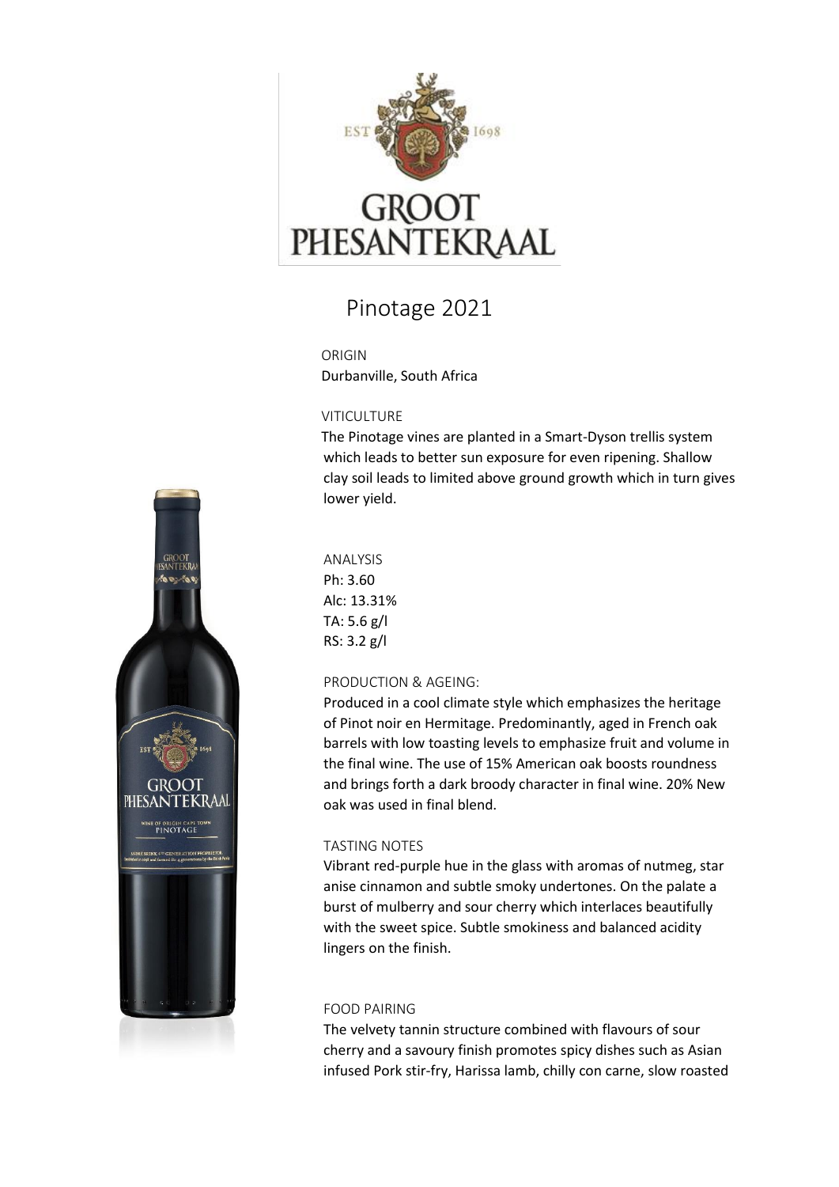# GROOT PHESANTEKRAAL

## Pinotage 2021

### ORIGIN

Durbanville, South Africa

### VITICULTURE

The Pinotage vines are planted in a Smart-Dyson trellis system which leads to better sun exposure for even ripening. Shallow clay soil leads to limited above ground growth which in turn gives lower yield.

### ANALYSIS

Ph: 3.60
Alc: 13.31%
TA: 5.6 g/l
RS: 3.2 g/l

### PRODUCTION & AGEING:

Produced in a cool climate style which emphasizes the heritage of Pinot noir en Hermitage. Predominantly, aged in French oak barrels with low toasting levels to emphasize fruit and volume in the final wine. The use of 15% American oak boosts roundness and brings forth a dark broody character in final wine. 20% New oak was used in final blend.

### TASTING NOTES

Vibrant red-purple hue in the glass with aromas of nutmeg, star anise cinnamon and subtle smoky undertones. On the palate a burst of mulberry and sour cherry which interlaces beautifully with the sweet spice. Subtle smokiness and balanced acidity lingers on the finish.

### FOOD PAIRING

The velvety tannin structure combined with flavours of sour cherry and a savoury finish promotes spicy dishes such as Asian infused Pork stir-fry, Harissa lamb, chilly con carne, slow roasted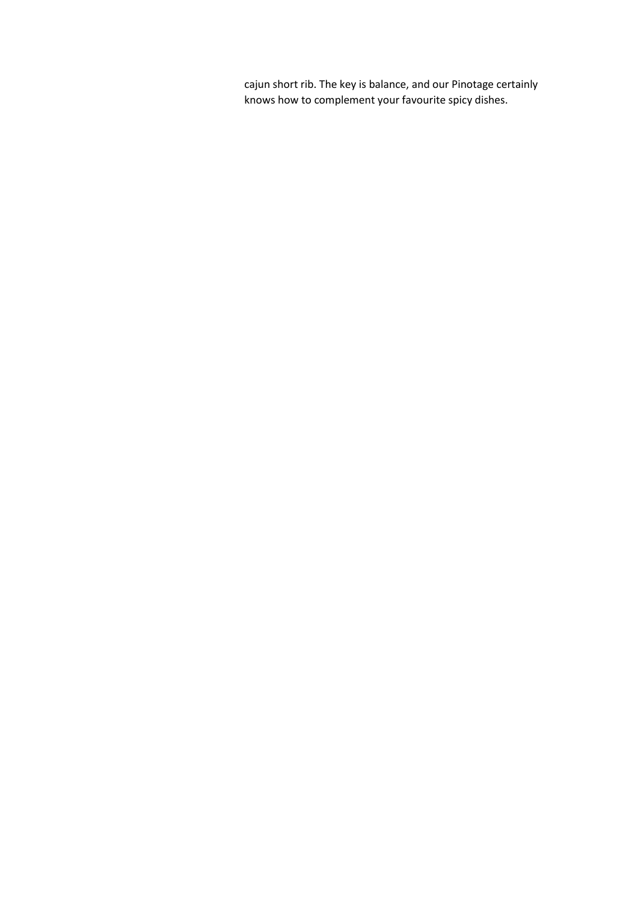cajun short rib. The key is balance, and our Pinotage certainly knows how to complement your favourite spicy dishes.